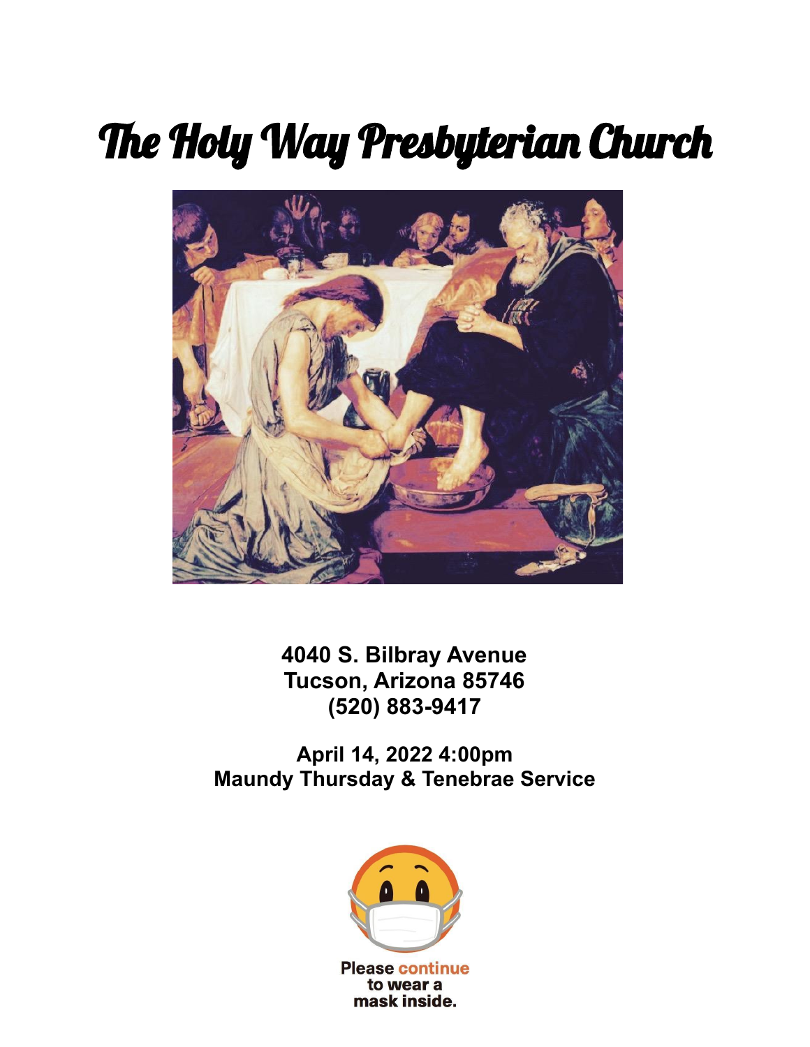# The Holy Way Presbyterian Church

**4040 S. Bilbray Avenue**
**Tucson, Arizona 85746**
**(520) 883-9417**

**April 14, 2022 4:00pm**
**Maundy Thursday & Tenebrae Service**

Please continue to wear a mask inside.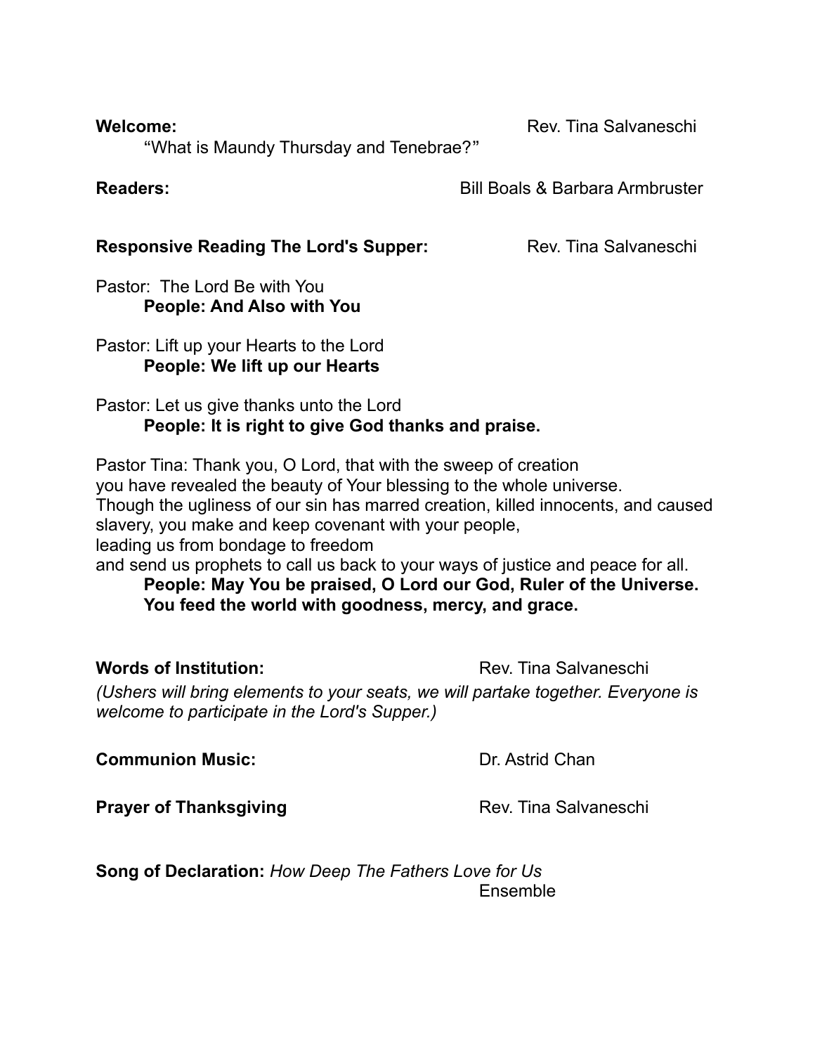**Welcome:** Rev. Tina Salvaneschi

"What is Maundy Thursday and Tenebrae?"

**Readers:** Bill Boals & Barbara Armbruster

**Responsive Reading The Lord's Supper:** Rev. Tina Salvaneschi

Pastor: The Lord Be with You
**People: And Also with You**

Pastor: Lift up your Hearts to the Lord
**People: We lift up our Hearts**

Pastor: Let us give thanks unto the Lord
**People: It is right to give God thanks and praise.**

Pastor Tina: Thank you, O Lord, that with the sweep of creation
you have revealed the beauty of Your blessing to the whole universe.
Though the ugliness of our sin has marred creation, killed innocents, and caused slavery, you make and keep covenant with your people,
leading us from bondage to freedom
and send us prophets to call us back to your ways of justice and peace for all.
**People: May You be praised, O Lord our God, Ruler of the Universe.
You feed the world with goodness, mercy, and grace.**

**Words of Institution:** Rev. Tina Salvaneschi

*(Ushers will bring elements to your seats, we will partake together. Everyone is welcome to participate in the Lord's Supper.)*

**Communion Music:** Dr. Astrid Chan

**Prayer of Thanksgiving** Rev. Tina Salvaneschi

**Song of Declaration:** *How Deep The Fathers Love for Us*
Ensemble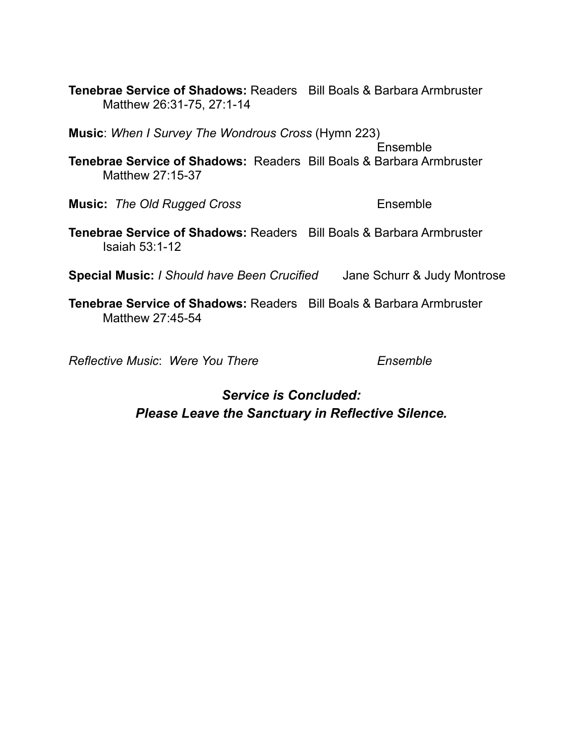**Tenebrae Service of Shadows:** Readers   Bill Boals & Barbara Armbruster
Matthew 26:31-75, 27:1-14

**Music**: *When I Survey The Wondrous Cross* (Hymn 223)
Ensemble

**Tenebrae Service of Shadows:** Readers   Bill Boals & Barbara Armbruster
Matthew 27:15-37

**Music:** *The Old Rugged Cross*   Ensemble

**Tenebrae Service of Shadows:** Readers   Bill Boals & Barbara Armbruster
Isaiah 53:1-12

**Special Music:** *I Should have Been Crucified*   Jane Schurr & Judy Montrose

**Tenebrae Service of Shadows:** Readers   Bill Boals & Barbara Armbruster
Matthew 27:45-54

*Reflective Music*: *Were You There*   *Ensemble*

***Service is Concluded:***
***Please Leave the Sanctuary in Reflective Silence.***